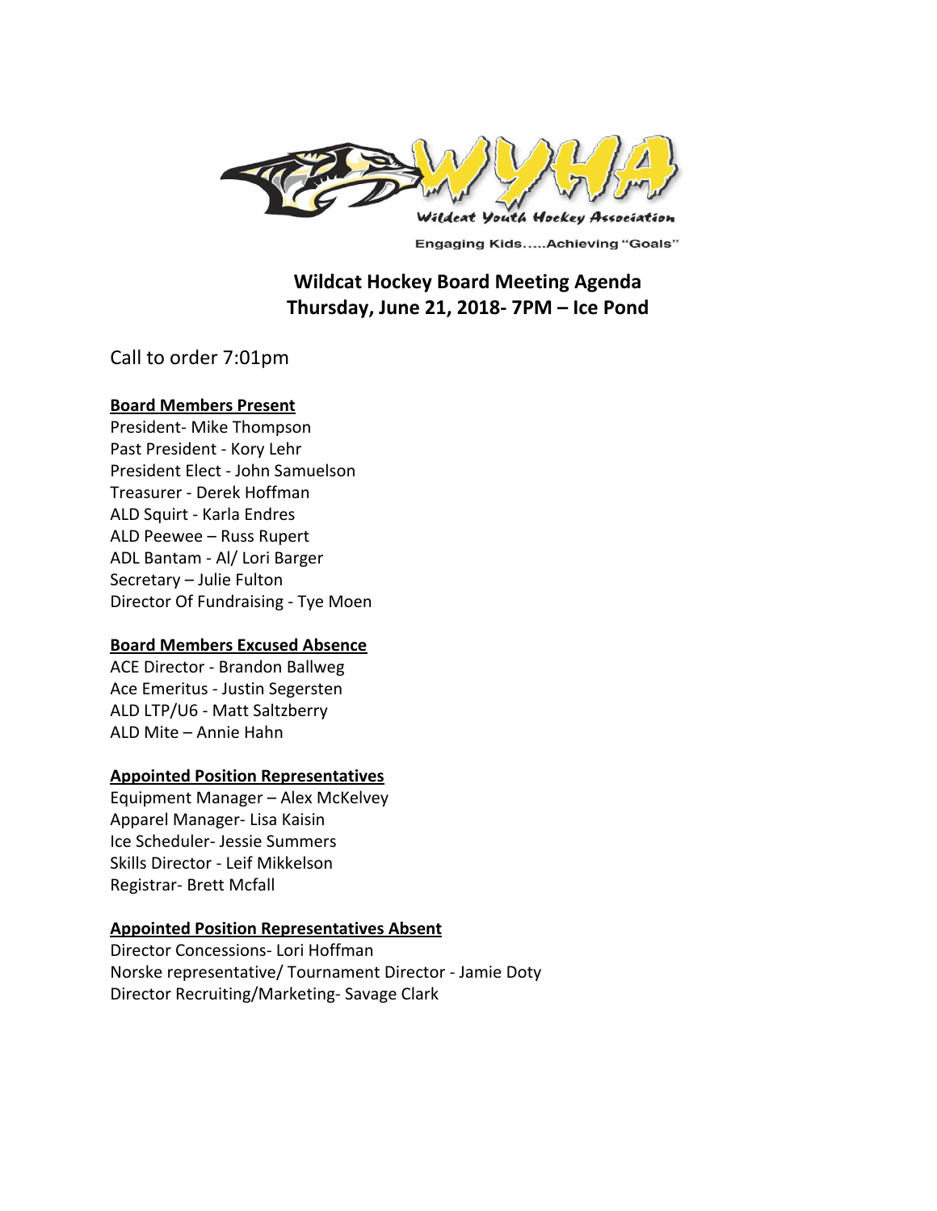Wildcat Youth Hockey Association

Engaging Kids.....Achieving "Goals"

# Wildcat Hockey Board Meeting Agenda
## Thursday, June 21, 2018- 7PM – Ice Pond

Call to order 7:01pm

**Board Members Present**

President- Mike Thompson
Past President - Kory Lehr
President Elect - John Samuelson
Treasurer - Derek Hoffman
ALD Squirt - Karla Endres
ALD Peewee – Russ Rupert
ADL Bantam - Al/ Lori Barger
Secretary – Julie Fulton
Director Of Fundraising - Tye Moen

**Board Members Excused Absence**

ACE Director - Brandon Ballweg
Ace Emeritus - Justin Segersten
ALD LTP/U6 - Matt Saltzberry
ALD Mite – Annie Hahn

**Appointed Position Representatives**

Equipment Manager – Alex McKelvey
Apparel Manager- Lisa Kaisin
Ice Scheduler- Jessie Summers
Skills Director - Leif Mikkelson
Registrar- Brett Mcfall

**Appointed Position Representatives Absent**

Director Concessions- Lori Hoffman
Norske representative/ Tournament Director - Jamie Doty
Director Recruiting/Marketing- Savage Clark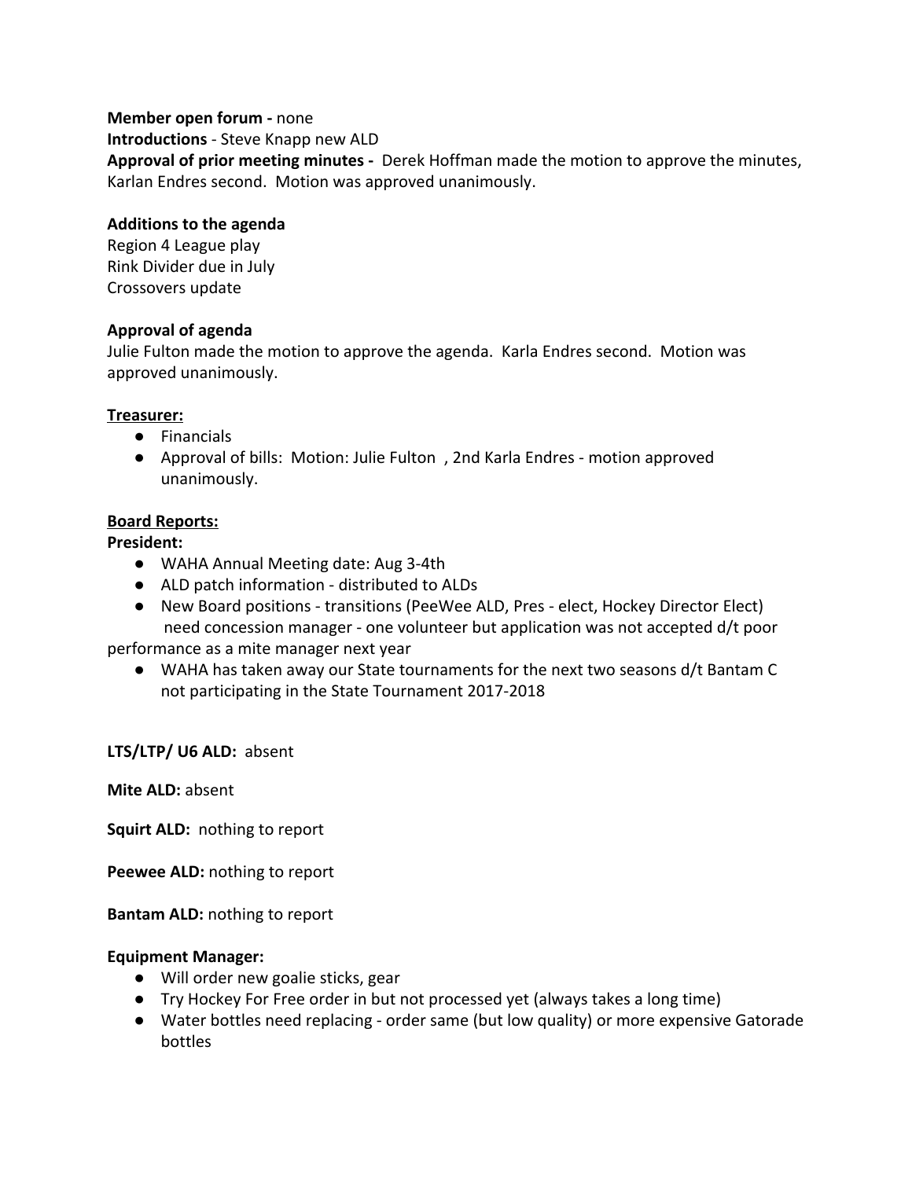**Member open forum -** none

**Introductions** - Steve Knapp new ALD

**Approval of prior meeting minutes -** Derek Hoffman made the motion to approve the minutes, Karlan Endres second. Motion was approved unanimously.

**Additions to the agenda**

Region 4 League play

Rink Divider due in July

Crossovers update

**Approval of agenda**

Julie Fulton made the motion to approve the agenda. Karla Endres second. Motion was approved unanimously.

**<u>Treasurer:</u>**

- Financials
- Approval of bills: Motion: Julie Fulton , 2nd Karla Endres - motion approved unanimously.

**<u>Board Reports:</u>**

**President:**

- WAHA Annual Meeting date: Aug 3-4th
- ALD patch information - distributed to ALDs
- New Board positions - transitions (PeeWee ALD, Pres - elect, Hockey Director Elect)
  need concession manager - one volunteer but application was not accepted d/t poor performance as a mite manager next year
- WAHA has taken away our State tournaments for the next two seasons d/t Bantam C not participating in the State Tournament 2017-2018

**LTS/LTP/ U6 ALD:** absent

**Mite ALD:** absent

**Squirt ALD:** nothing to report

**Peewee ALD:** nothing to report

**Bantam ALD:** nothing to report

**Equipment Manager:**

- Will order new goalie sticks, gear
- Try Hockey For Free order in but not processed yet (always takes a long time)
- Water bottles need replacing - order same (but low quality) or more expensive Gatorade bottles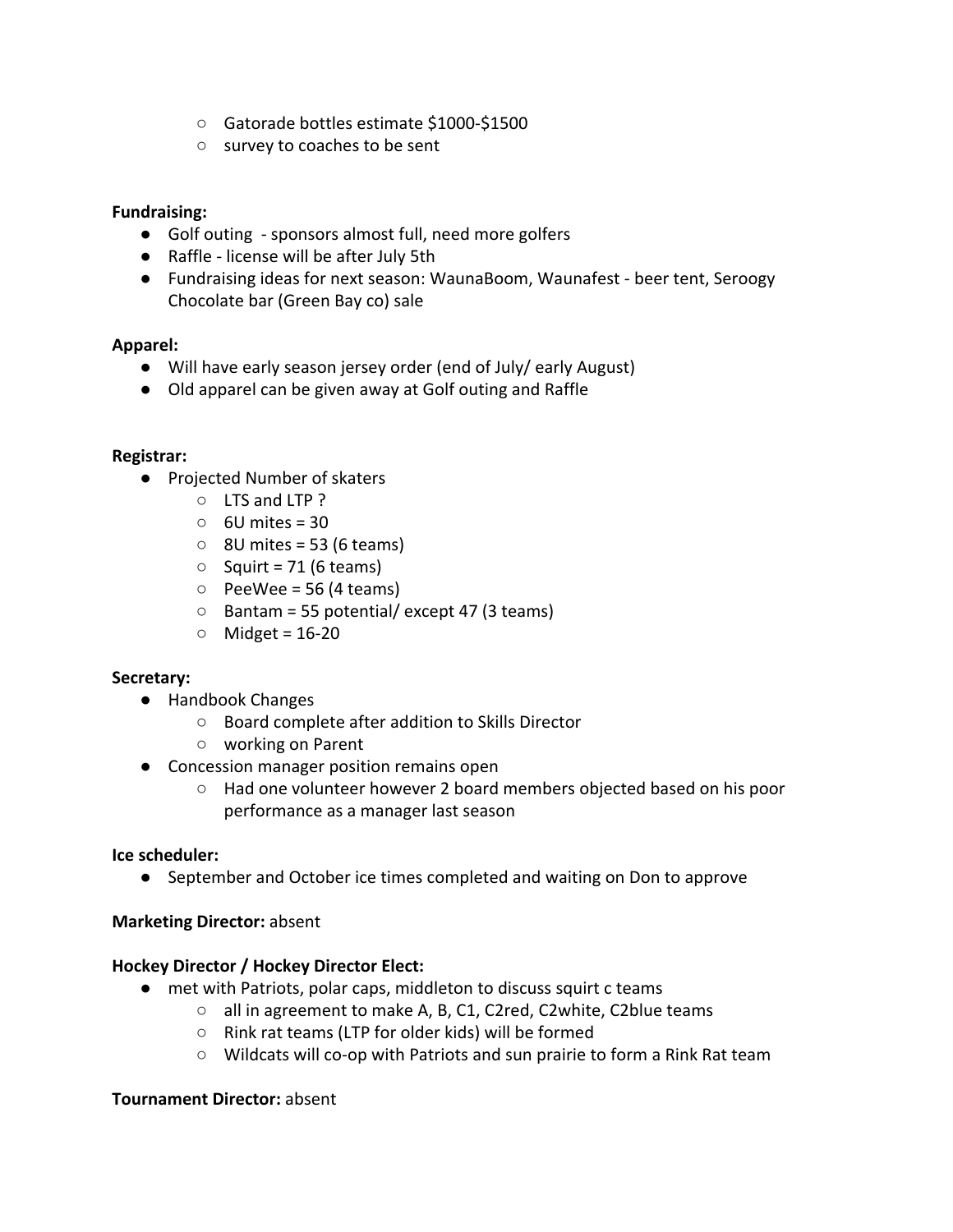- Gatorade bottles estimate $1000-$1500
  - survey to coaches to be sent

**Fundraising:**

- Golf outing - sponsors almost full, need more golfers
- Raffle - license will be after July 5th
- Fundraising ideas for next season: WaunaBoom, Waunafest - beer tent, Seroogy Chocolate bar (Green Bay co) sale

**Apparel:**

- Will have early season jersey order (end of July/ early August)
- Old apparel can be given away at Golf outing and Raffle

**Registrar:**

- Projected Number of skaters
  - LTS and LTP ?
  - 6U mites = 30
  - 8U mites = 53 (6 teams)
  - Squirt = 71 (6 teams)
  - PeeWee = 56 (4 teams)
  - Bantam = 55 potential/ except 47 (3 teams)
  - Midget = 16-20

**Secretary:**

- Handbook Changes
  - Board complete after addition to Skills Director
  - working on Parent
- Concession manager position remains open
  - Had one volunteer however 2 board members objected based on his poor performance as a manager last season

**Ice scheduler:**

- September and October ice times completed and waiting on Don to approve

**Marketing Director:** absent

**Hockey Director / Hockey Director Elect:**

- met with Patriots, polar caps, middleton to discuss squirt c teams
  - all in agreement to make A, B, C1, C2red, C2white, C2blue teams
  - Rink rat teams (LTP for older kids) will be formed
  - Wildcats will co-op with Patriots and sun prairie to form a Rink Rat team

**Tournament Director:** absent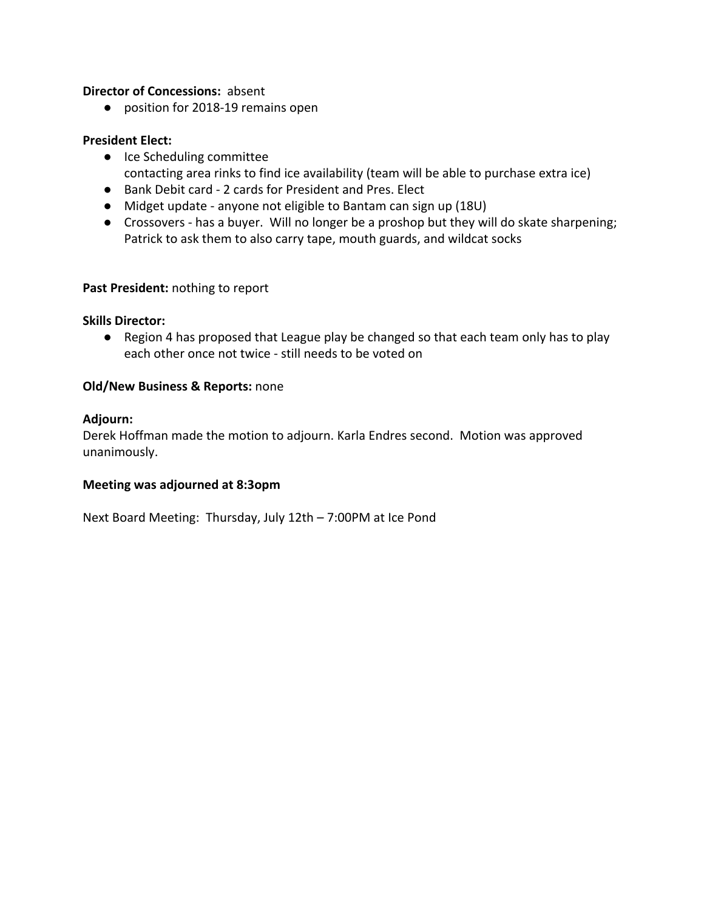**Director of Concessions:** absent

- position for 2018-19 remains open

**President Elect:**

- Ice Scheduling committee
  contacting area rinks to find ice availability (team will be able to purchase extra ice)
- Bank Debit card - 2 cards for President and Pres. Elect
- Midget update - anyone not eligible to Bantam can sign up (18U)
- Crossovers - has a buyer. Will no longer be a proshop but they will do skate sharpening; Patrick to ask them to also carry tape, mouth guards, and wildcat socks

**Past President:** nothing to report

**Skills Director:**

- Region 4 has proposed that League play be changed so that each team only has to play each other once not twice - still needs to be voted on

**Old/New Business & Reports:** none

**Adjourn:**

Derek Hoffman made the motion to adjourn. Karla Endres second. Motion was approved unanimously.

**Meeting was adjourned at 8:3opm**

Next Board Meeting: Thursday, July 12th – 7:00PM at Ice Pond